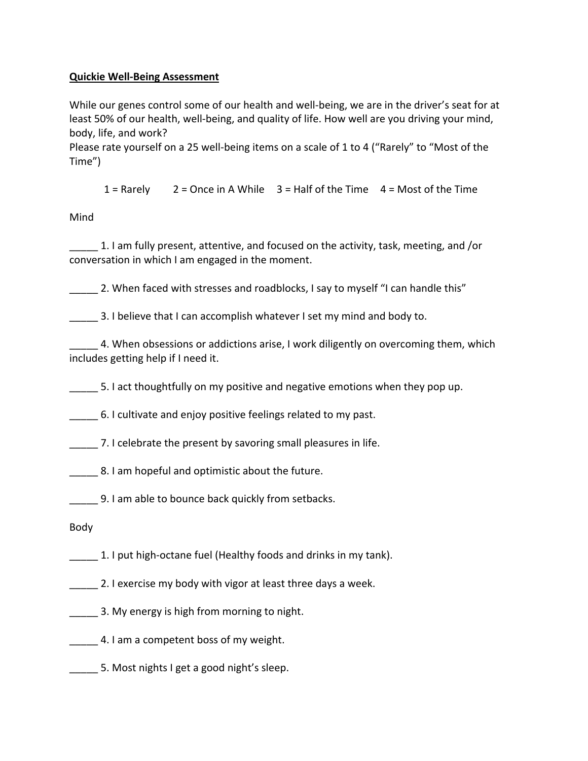**Quickie Well-Being Assessment**

While our genes control some of our health and well-being, we are in the driver's seat for at least 50% of our health, well-being, and quality of life. How well are you driving your mind, body, life, and work?
Please rate yourself on a 25 well-being items on a scale of 1 to 4 ("Rarely" to "Most of the Time")

1 = Rarely    2 = Once in A While    3 = Half of the Time    4 = Most of the Time

Mind

_____ 1. I am fully present, attentive, and focused on the activity, task, meeting, and /or conversation in which I am engaged in the moment.

_____ 2. When faced with stresses and roadblocks, I say to myself "I can handle this"

_____ 3. I believe that I can accomplish whatever I set my mind and body to.

_____ 4. When obsessions or addictions arise, I work diligently on overcoming them, which includes getting help if I need it.

_____ 5. I act thoughtfully on my positive and negative emotions when they pop up.

_____ 6. I cultivate and enjoy positive feelings related to my past.

_____ 7. I celebrate the present by savoring small pleasures in life.

_____ 8. I am hopeful and optimistic about the future.

_____ 9. I am able to bounce back quickly from setbacks.

Body

_____ 1. I put high-octane fuel (Healthy foods and drinks in my tank).

_____ 2. I exercise my body with vigor at least three days a week.

_____ 3. My energy is high from morning to night.

_____ 4. I am a competent boss of my weight.

_____ 5. Most nights I get a good night's sleep.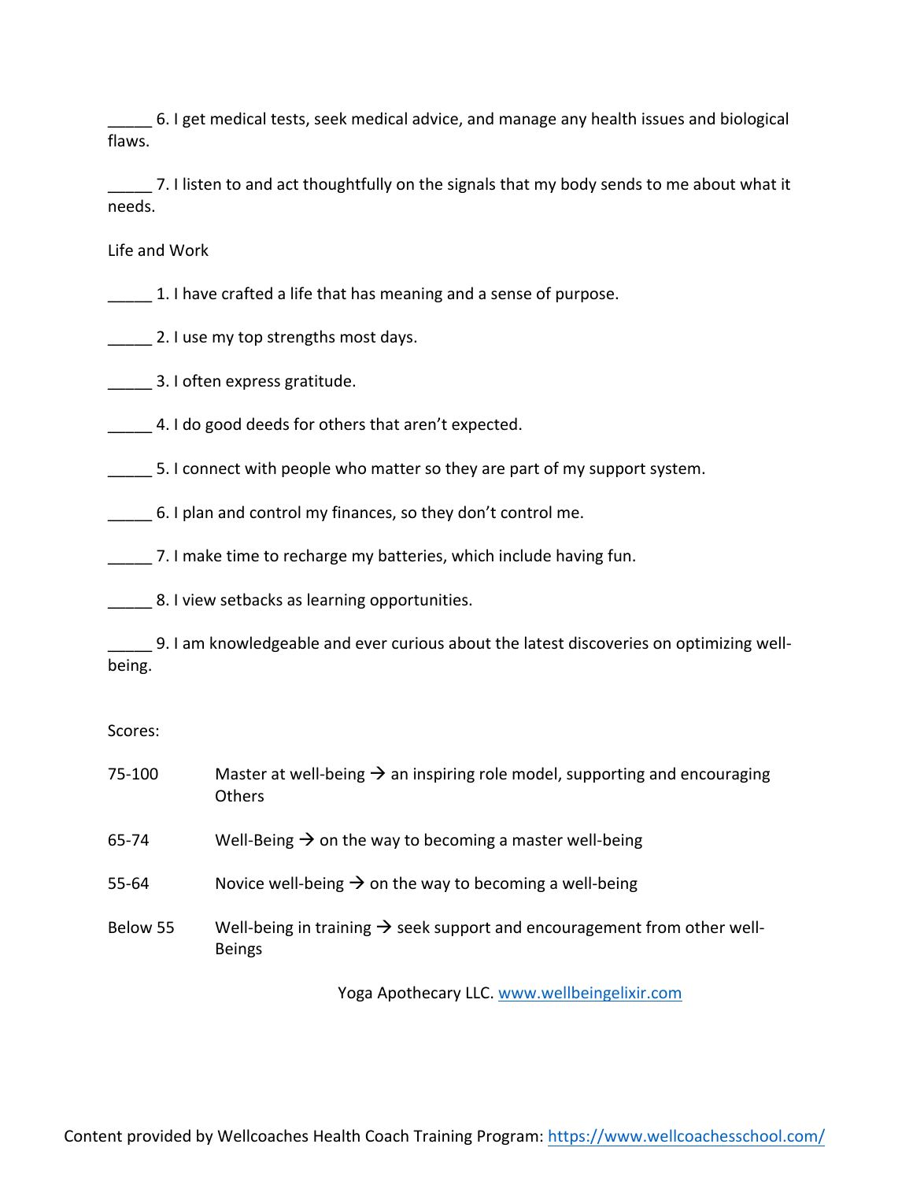_____ 6. I get medical tests, seek medical advice, and manage any health issues and biological flaws.

_____ 7. I listen to and act thoughtfully on the signals that my body sends to me about what it needs.

Life and Work

_____ 1. I have crafted a life that has meaning and a sense of purpose.

_____ 2. I use my top strengths most days.

_____ 3. I often express gratitude.

_____ 4. I do good deeds for others that aren't expected.

_____ 5. I connect with people who matter so they are part of my support system.

_____ 6. I plan and control my finances, so they don't control me.

_____ 7. I make time to recharge my batteries, which include having fun.

_____ 8. I view setbacks as learning opportunities.

_____ 9. I am knowledgeable and ever curious about the latest discoveries on optimizing well-being.

Scores:

| | |
|---|---|
| 75-100 | Master at well-being → an inspiring role model, supporting and encouraging Others |
| 65-74 | Well-Being → on the way to becoming a master well-being |
| 55-64 | Novice well-being → on the way to becoming a well-being |
| Below 55 | Well-being in training → seek support and encouragement from other well-Beings |

Yoga Apothecary LLC. www.wellbeingelixir.com

Content provided by Wellcoaches Health Coach Training Program: https://www.wellcoachesschool.com/